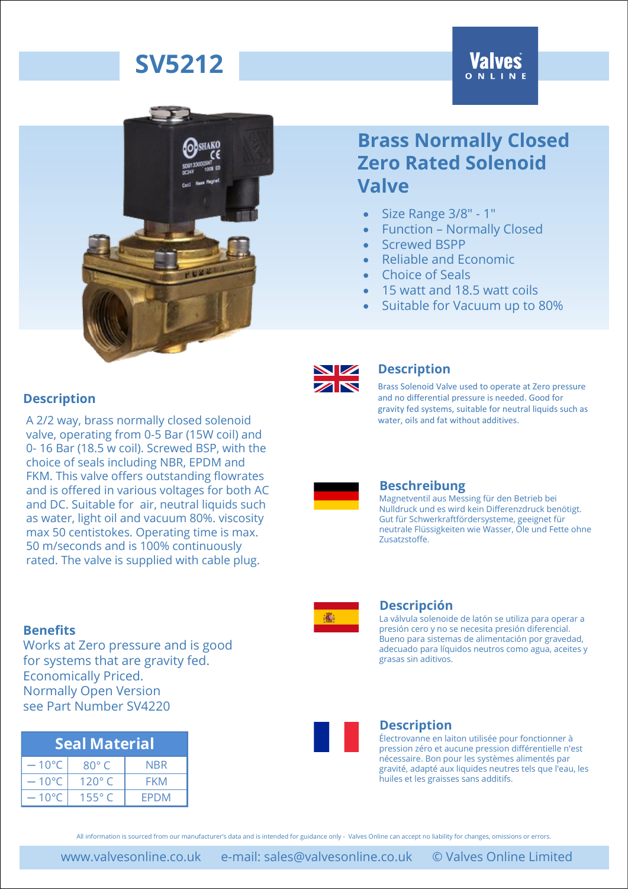# SV5212

Valves ONLINE

## Brass Normally Closed Zero Rated Solenoid Valve

- Size Range 3/8" - 1"
- Function – Normally Closed
- Screwed BSPP
- Reliable and Economic
- Choice of Seals
- 15 watt and 18.5 watt coils
- Suitable for Vacuum up to 80%

### Description

A 2/2 way, brass normally closed solenoid valve, operating from 0-5 Bar (15W coil) and 0- 16 Bar (18.5 w coil). Screwed BSP, with the choice of seals including NBR, EPDM and FKM. This valve offers outstanding flowrates and is offered in various voltages for both AC and DC. Suitable for air, neutral liquids such as water, light oil and vacuum 80%. viscosity max 50 centistokes. Operating time is max. 50 m/seconds and is 100% continuously rated. The valve is supplied with cable plug.

### Benefits

Works at Zero pressure and is good for systems that are gravity fed.
Economically Priced.
Normally Open Version see Part Number SV4220

| Seal Material | | |
|---|---|---|
| — 10°C | 80° C | NBR |
| — 10°C | 120° C | FKM |
| — 10°C | 155° C | EPDM |

### Description

Brass Solenoid Valve used to operate at Zero pressure and no differential pressure is needed. Good for gravity fed systems, suitable for neutral liquids such as water, oils and fat without additives.

### Beschreibung

Magnetventil aus Messing für den Betrieb bei Nulldruck und es wird kein Differenzdruck benötigt. Gut für Schwerkraftfördersysteme, geeignet für neutrale Flüssigkeiten wie Wasser, Öle und Fette ohne Zusatzstoffe.

### Descripción

La válvula solenoide de latón se utiliza para operar a presión cero y no se necesita presión diferencial. Bueno para sistemas de alimentación por gravedad, adecuado para líquidos neutros como agua, aceites y grasas sin aditivos.

### Description

Électrovanne en laiton utilisée pour fonctionner à pression zéro et aucune pression différentielle n'est nécessaire. Bon pour les systèmes alimentés par gravité, adapté aux liquides neutres tels que l'eau, les huiles et les graisses sans additifs.

All information is sourced from our manufacturer's data and is intended for guidance only - Valves Online can accept no liability for changes, omissions or errors.

www.valvesonline.co.uk e-mail: sales@valvesonline.co.uk © Valves Online Limited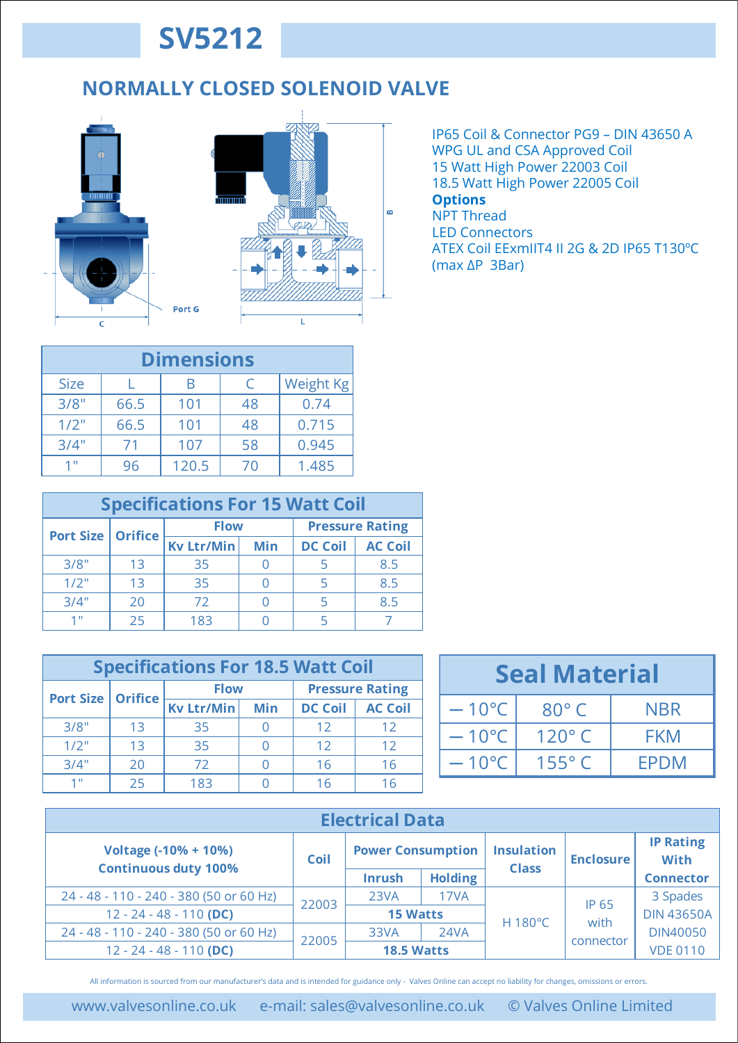# SV5212

## NORMALLY CLOSED SOLENOID VALVE

Port G

C

L

B

IP65 Coil & Connector PG9 – DIN 43650 A
WPG UL and CSA Approved Coil
15 Watt High Power 22003 Coil
18.5 Watt High Power 22005 Coil

**Options**
NPT Thread
LED Connectors
ATEX Coil EExmIIT4 II 2G & 2D IP65 T130ºC (max ΔP 3Bar)

| Dimensions | | | | |
|---|---|---|---|---|
| Size | L | B | C | Weight Kg |
| 3/8" | 66.5 | 101 | 48 | 0.74 |
| 1/2" | 66.5 | 101 | 48 | 0.715 |
| 3/4" | 71 | 107 | 58 | 0.945 |
| 1" | 96 | 120.5 | 70 | 1.485 |

| Specifications For 15 Watt Coil | | | | | |
|---|---|---|---|---|---|
| Port Size | Orifice | Flow | | Pressure Rating | |
| | | Kv Ltr/Min | Min | DC Coil | AC Coil |
| 3/8" | 13 | 35 | 0 | 5 | 8.5 |
| 1/2" | 13 | 35 | 0 | 5 | 8.5 |
| 3/4" | 20 | 72 | 0 | 5 | 8.5 |
| 1" | 25 | 183 | 0 | 5 | 7 |

| Specifications For 18.5 Watt Coil | | | | | |
|---|---|---|---|---|---|
| Port Size | Orifice | Flow | | Pressure Rating | |
| | | Kv Ltr/Min | Min | DC Coil | AC Coil |
| 3/8" | 13 | 35 | 0 | 12 | 12 |
| 1/2" | 13 | 35 | 0 | 12 | 12 |
| 3/4" | 20 | 72 | 0 | 16 | 16 |
| 1" | 25 | 183 | 0 | 16 | 16 |

| Seal Material | | |
|---|---|---|
| − 10°C | 80° C | NBR |
| − 10°C | 120° C | FKM |
| − 10°C | 155° C | EPDM |

| Electrical Data | | | | | | |
|---|---|---|---|---|---|---|
| Voltage (-10% + 10%) Continuous duty 100% | Coil | Power Consumption | | Insulation Class | Enclosure | IP Rating With Connector |
| | | Inrush | Holding | | | |
| 24 - 48 - 110 - 240 - 380 (50 or 60 Hz) | 22003 | 23VA | 17VA | H 180°C | IP 65 with connector | 3 Spades DIN 43650A DIN40050 VDE 0110 |
| 12 - 24 - 48 - 110 **(DC)** | | **15 Watts** | | | | |
| 24 - 48 - 110 - 240 - 380 (50 or 60 Hz) | 22005 | 33VA | 24VA | | | |
| 12 - 24 - 48 - 110 **(DC)** | | **18.5 Watts** | | | | |

All information is sourced from our manufacturer's data and is intended for guidance only - Valves Online can accept no liability for changes, omissions or errors.

www.valvesonline.co.uk e-mail: sales@valvesonline.co.uk © Valves Online Limited